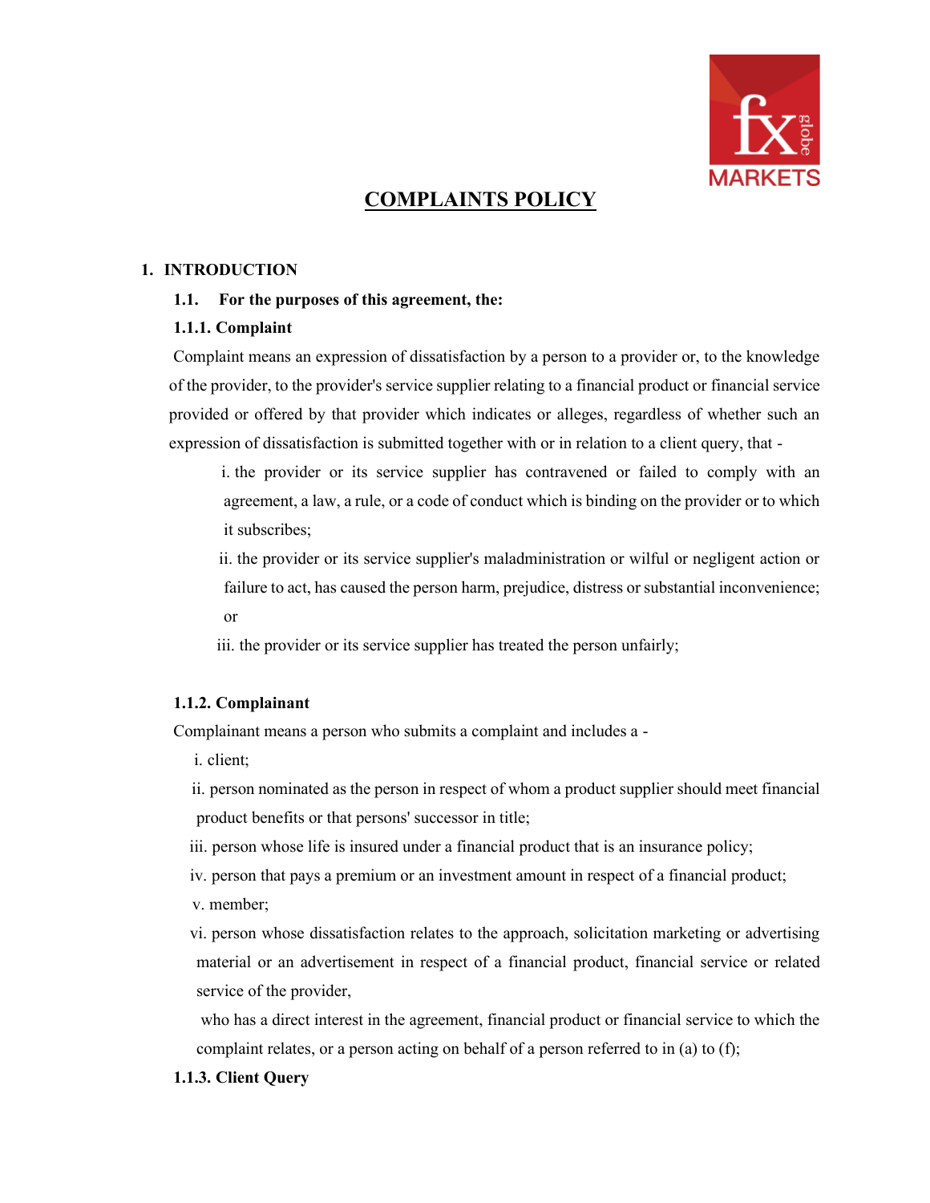# COMPLAINTS POLICY

## 1. INTRODUCTION

**1.1. For the purposes of this agreement, the:**

**1.1.1. Complaint**

Complaint means an expression of dissatisfaction by a person to a provider or, to the knowledge of the provider, to the provider's service supplier relating to a financial product or financial service provided or offered by that provider which indicates or alleges, regardless of whether such an expression of dissatisfaction is submitted together with or in relation to a client query, that -

i. the provider or its service supplier has contravened or failed to comply with an agreement, a law, a rule, or a code of conduct which is binding on the provider or to which it subscribes;

ii. the provider or its service supplier's maladministration or wilful or negligent action or failure to act, has caused the person harm, prejudice, distress or substantial inconvenience; or

iii. the provider or its service supplier has treated the person unfairly;

**1.1.2. Complainant**

Complainant means a person who submits a complaint and includes a -

i. client;

ii. person nominated as the person in respect of whom a product supplier should meet financial product benefits or that persons' successor in title;

iii. person whose life is insured under a financial product that is an insurance policy;

iv. person that pays a premium or an investment amount in respect of a financial product;

v. member;

vi. person whose dissatisfaction relates to the approach, solicitation marketing or advertising material or an advertisement in respect of a financial product, financial service or related service of the provider,

who has a direct interest in the agreement, financial product or financial service to which the complaint relates, or a person acting on behalf of a person referred to in (a) to (f);

**1.1.3. Client Query**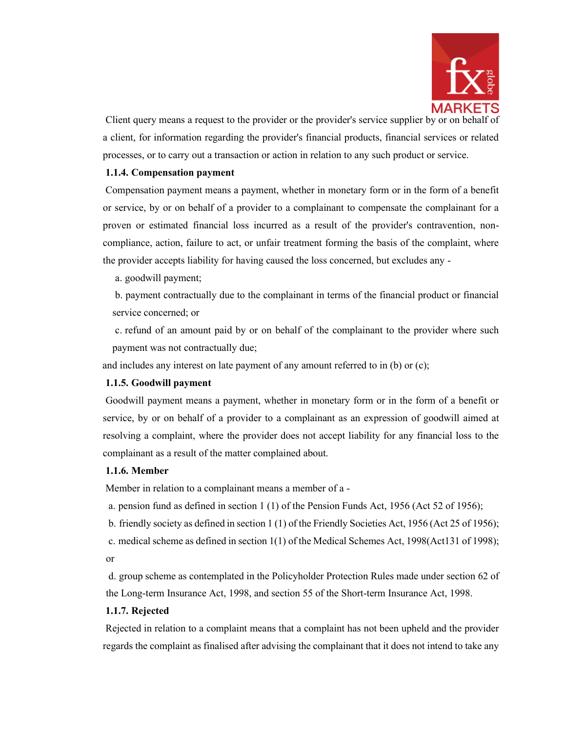Client query means a request to the provider or the provider's service supplier by or on behalf of a client, for information regarding the provider's financial products, financial services or related processes, or to carry out a transaction or action in relation to any such product or service.

**1.1.4. Compensation payment**

Compensation payment means a payment, whether in monetary form or in the form of a benefit or service, by or on behalf of a provider to a complainant to compensate the complainant for a proven or estimated financial loss incurred as a result of the provider's contravention, non-compliance, action, failure to act, or unfair treatment forming the basis of the complaint, where the provider accepts liability for having caused the loss concerned, but excludes any -

a. goodwill payment;

b. payment contractually due to the complainant in terms of the financial product or financial service concerned; or

c. refund of an amount paid by or on behalf of the complainant to the provider where such payment was not contractually due;

and includes any interest on late payment of any amount referred to in (b) or (c);

**1.1.5. Goodwill payment**

Goodwill payment means a payment, whether in monetary form or in the form of a benefit or service, by or on behalf of a provider to a complainant as an expression of goodwill aimed at resolving a complaint, where the provider does not accept liability for any financial loss to the complainant as a result of the matter complained about.

**1.1.6. Member**

Member in relation to a complainant means a member of a -

a. pension fund as defined in section 1 (1) of the Pension Funds Act, 1956 (Act 52 of 1956);

b. friendly society as defined in section 1 (1) of the Friendly Societies Act, 1956 (Act 25 of 1956);

c. medical scheme as defined in section 1(1) of the Medical Schemes Act, 1998(Act131 of 1998); or

d. group scheme as contemplated in the Policyholder Protection Rules made under section 62 of the Long-term Insurance Act, 1998, and section 55 of the Short-term Insurance Act, 1998.

**1.1.7. Rejected**

Rejected in relation to a complaint means that a complaint has not been upheld and the provider regards the complaint as finalised after advising the complainant that it does not intend to take any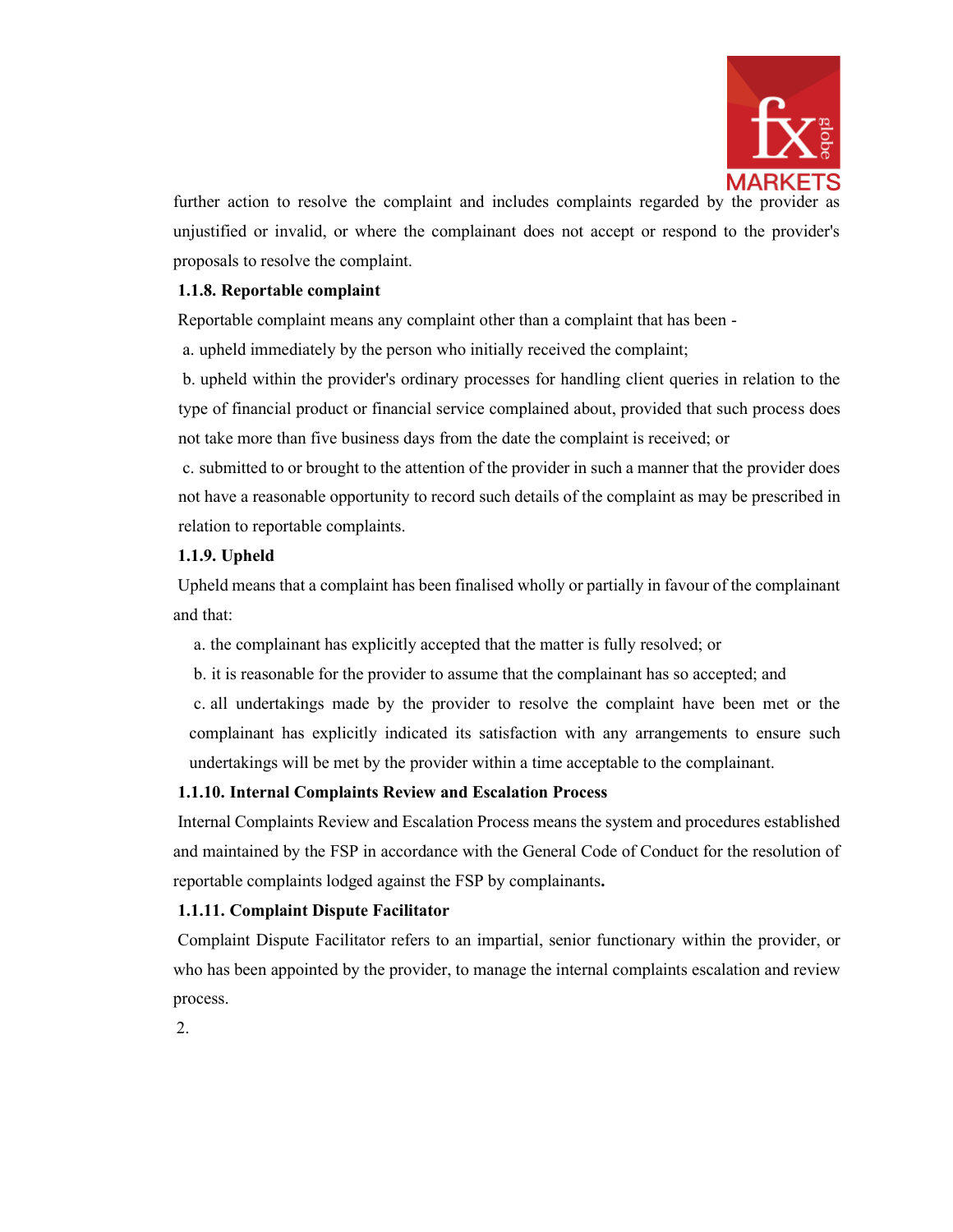further action to resolve the complaint and includes complaints regarded by the provider as unjustified or invalid, or where the complainant does not accept or respond to the provider's proposals to resolve the complaint.

**1.1.8. Reportable complaint**

Reportable complaint means any complaint other than a complaint that has been -

a. upheld immediately by the person who initially received the complaint;

b. upheld within the provider's ordinary processes for handling client queries in relation to the type of financial product or financial service complained about, provided that such process does not take more than five business days from the date the complaint is received; or

c. submitted to or brought to the attention of the provider in such a manner that the provider does not have a reasonable opportunity to record such details of the complaint as may be prescribed in relation to reportable complaints.

**1.1.9. Upheld**

Upheld means that a complaint has been finalised wholly or partially in favour of the complainant and that:

a. the complainant has explicitly accepted that the matter is fully resolved; or

b. it is reasonable for the provider to assume that the complainant has so accepted; and

c. all undertakings made by the provider to resolve the complaint have been met or the complainant has explicitly indicated its satisfaction with any arrangements to ensure such undertakings will be met by the provider within a time acceptable to the complainant.

**1.1.10. Internal Complaints Review and Escalation Process**

Internal Complaints Review and Escalation Process means the system and procedures established and maintained by the FSP in accordance with the General Code of Conduct for the resolution of reportable complaints lodged against the FSP by complainants**.**

**1.1.11. Complaint Dispute Facilitator**

Complaint Dispute Facilitator refers to an impartial, senior functionary within the provider, or who has been appointed by the provider, to manage the internal complaints escalation and review process.

2.